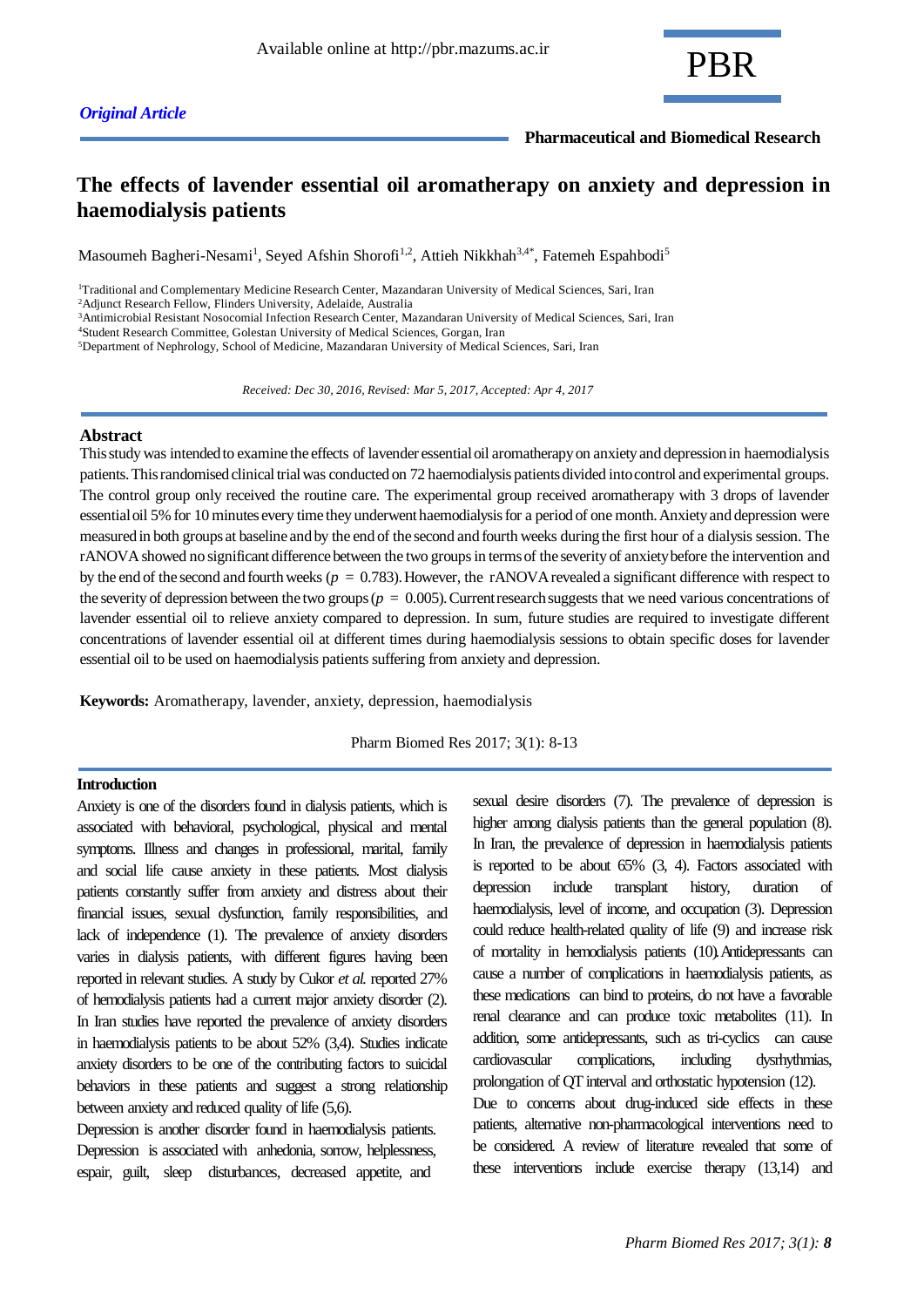Available online at http://pbr.mazums.ac.ir

*Original Article*

**Pharmaceutical and Biomedical Research**

# The effects of lavender essential oil aromatherapy on anxiety and depression in haemodialysis patients

Masoumeh Bagheri-Nesami[1], Seyed Afshin Shorofi[1,2], Attieh Nikkhah[3,4*], Fatemeh Espahbodi[5]

[1]Traditional and Complementary Medicine Research Center, Mazandaran University of Medical Sciences, Sari, Iran
[2]Adjunct Research Fellow, Flinders University, Adelaide, Australia
[3]Antimicrobial Resistant Nosocomial Infection Research Center, Mazandaran University of Medical Sciences, Sari, Iran
[4]Student Research Committee, Golestan University of Medical Sciences, Gorgan, Iran
[5]Department of Nephrology, School of Medicine, Mazandaran University of Medical Sciences, Sari, Iran

*Received: Dec 30, 2016, Revised: Mar 5, 2017, Accepted: Apr 4, 2017*

## Abstract

This study was intended to examine the effects of lavender essential oil aromatherapy on anxiety and depression in haemodialysis patients. This randomised clinical trial was conducted on 72 haemodialysis patients divided into control and experimental groups. The control group only received the routine care. The experimental group received aromatherapy with 3 drops of lavender essential oil 5% for 10 minutes every time they underwent haemodialysis for a period of one month. Anxiety and depression were measured in both groups at baseline and by the end of the second and fourth weeks during the first hour of a dialysis session. The rANOVA showed no significant difference between the two groups in terms of the severity of anxiety before the intervention and by the end of the second and fourth weeks ($p = 0.783$). However, the rANOVA revealed a significant difference with respect to the severity of depression between the two groups ($p = 0.005$). Current research suggests that we need various concentrations of lavender essential oil to relieve anxiety compared to depression. In sum, future studies are required to investigate different concentrations of lavender essential oil at different times during haemodialysis sessions to obtain specific doses for lavender essential oil to be used on haemodialysis patients suffering from anxiety and depression.

**Keywords:** Aromatherapy, lavender, anxiety, depression, haemodialysis

Pharm Biomed Res 2017; 3(1): 8-13

## Introduction

Anxiety is one of the disorders found in dialysis patients, which is associated with behavioral, psychological, physical and mental symptoms. Illness and changes in professional, marital, family and social life cause anxiety in these patients. Most dialysis patients constantly suffer from anxiety and distress about their financial issues, sexual dysfunction, family responsibilities, and lack of independence (1). The prevalence of anxiety disorders varies in dialysis patients, with different figures having been reported in relevant studies. A study by Cukor *et al.* reported 27% of hemodialysis patients had a current major anxiety disorder (2). In Iran studies have reported the prevalence of anxiety disorders in haemodialysis patients to be about 52% (3,4). Studies indicate anxiety disorders to be one of the contributing factors to suicidal behaviors in these patients and suggest a strong relationship between anxiety and reduced quality of life (5,6).

Depression is another disorder found in haemodialysis patients. Depression is associated with anhedonia, sorrow, helplessness, espair, guilt, sleep disturbances, decreased appetite, and sexual desire disorders (7). The prevalence of depression is higher among dialysis patients than the general population (8). In Iran, the prevalence of depression in haemodialysis patients is reported to be about 65% (3, 4). Factors associated with depression include transplant history, duration of haemodialysis, level of income, and occupation (3). Depression could reduce health-related quality of life (9) and increase risk of mortality in hemodialysis patients (10). Antidepressants can cause a number of complications in haemodialysis patients, as these medications can bind to proteins, do not have a favorable renal clearance and can produce toxic metabolites (11). In addition, some antidepressants, such as tri-cyclics can cause cardiovascular complications, including dysrhythmias, prolongation of QT interval and orthostatic hypotension (12).

Due to concerns about drug-induced side effects in these patients, alternative non-pharmacological interventions need to be considered. A review of literature revealed that some of these interventions include exercise therapy (13,14) and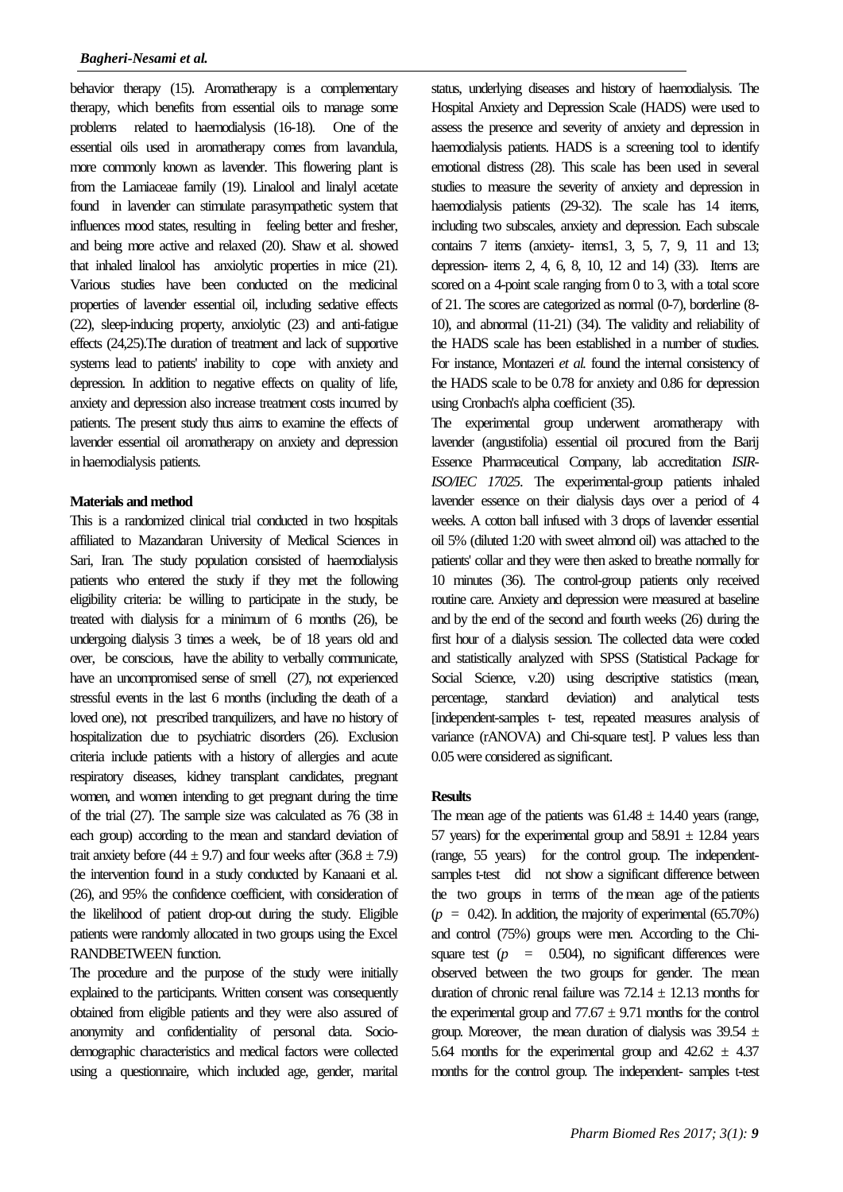behavior therapy (15). Aromatherapy is a complementary therapy, which benefits from essential oils to manage some problems related to haemodialysis (16-18). One of the essential oils used in aromatherapy comes from lavandula, more commonly known as lavender. This flowering plant is from the Lamiaceae family (19). Linalool and linalyl acetate found in lavender can stimulate parasympathetic system that influences mood states, resulting in feeling better and fresher, and being more active and relaxed (20). Shaw et al. showed that inhaled linalool has anxiolytic properties in mice (21). Various studies have been conducted on the medicinal properties of lavender essential oil, including sedative effects (22), sleep-inducing property, anxiolytic (23) and anti-fatigue effects (24,25).The duration of treatment and lack of supportive systems lead to patients' inability to cope with anxiety and depression. In addition to negative effects on quality of life, anxiety and depression also increase treatment costs incurred by patients. The present study thus aims to examine the effects of lavender essential oil aromatherapy on anxiety and depression in haemodialysis patients.

## Materials and method

This is a randomized clinical trial conducted in two hospitals affiliated to Mazandaran University of Medical Sciences in Sari, Iran. The study population consisted of haemodialysis patients who entered the study if they met the following eligibility criteria: be willing to participate in the study, be treated with dialysis for a minimum of 6 months (26), be undergoing dialysis 3 times a week, be of 18 years old and over, be conscious, have the ability to verbally communicate, have an uncompromised sense of smell (27), not experienced stressful events in the last 6 months (including the death of a loved one), not prescribed tranquilizers, and have no history of hospitalization due to psychiatric disorders (26). Exclusion criteria include patients with a history of allergies and acute respiratory diseases, kidney transplant candidates, pregnant women, and women intending to get pregnant during the time of the trial (27). The sample size was calculated as 76 (38 in each group) according to the mean and standard deviation of trait anxiety before ($44 \pm 9.7$) and four weeks after ($36.8 \pm 7.9$) the intervention found in a study conducted by Kanaani et al. (26), and 95% the confidence coefficient, with consideration of the likelihood of patient drop-out during the study. Eligible patients were randomly allocated in two groups using the Excel RANDBETWEEN function.

The procedure and the purpose of the study were initially explained to the participants. Written consent was consequently obtained from eligible patients and they were also assured of anonymity and confidentiality of personal data. Socio-demographic characteristics and medical factors were collected using a questionnaire, which included age, gender, marital status, underlying diseases and history of haemodialysis. The Hospital Anxiety and Depression Scale (HADS) were used to assess the presence and severity of anxiety and depression in haemodialysis patients. HADS is a screening tool to identify emotional distress (28). This scale has been used in several studies to measure the severity of anxiety and depression in haemodialysis patients (29-32). The scale has 14 items, including two subscales, anxiety and depression. Each subscale contains 7 items (anxiety- items1, 3, 5, 7, 9, 11 and 13; depression- items 2, 4, 6, 8, 10, 12 and 14) (33). Items are scored on a 4-point scale ranging from 0 to 3, with a total score of 21. The scores are categorized as normal (0-7), borderline (8-10), and abnormal (11-21) (34). The validity and reliability of the HADS scale has been established in a number of studies. For instance, Montazeri *et al.* found the internal consistency of the HADS scale to be 0.78 for anxiety and 0.86 for depression using Cronbach's alpha coefficient (35).

The experimental group underwent aromatherapy with lavender (angustifolia) essential oil procured from the Barij Essence Pharmaceutical Company, lab accreditation *ISIR-ISO/IEC 17025*. The experimental-group patients inhaled lavender essence on their dialysis days over a period of 4 weeks. A cotton ball infused with 3 drops of lavender essential oil 5% (diluted 1:20 with sweet almond oil) was attached to the patients' collar and they were then asked to breathe normally for 10 minutes (36). The control-group patients only received routine care. Anxiety and depression were measured at baseline and by the end of the second and fourth weeks (26) during the first hour of a dialysis session. The collected data were coded and statistically analyzed with SPSS (Statistical Package for Social Science, v.20) using descriptive statistics (mean, percentage, standard deviation) and analytical tests [independent-samples t- test, repeated measures analysis of variance (rANOVA) and Chi-square test]. P values less than 0.05 were considered as significant.

## Results

The mean age of the patients was $61.48 \pm 14.40$ years (range, 57 years) for the experimental group and $58.91 \pm 12.84$ years (range, 55 years) for the control group. The independent-samples t-test did not show a significant difference between the two groups in terms of the mean age of the patients ($p = 0.42$). In addition, the majority of experimental (65.70%) and control (75%) groups were men. According to the Chi-square test ($p = 0.504$), no significant differences were observed between the two groups for gender. The mean duration of chronic renal failure was $72.14 \pm 12.13$ months for the experimental group and $77.67 \pm 9.71$ months for the control group. Moreover, the mean duration of dialysis was $39.54 \pm 5.64$ months for the experimental group and $42.62 \pm 4.37$ months for the control group. The independent- samples t-test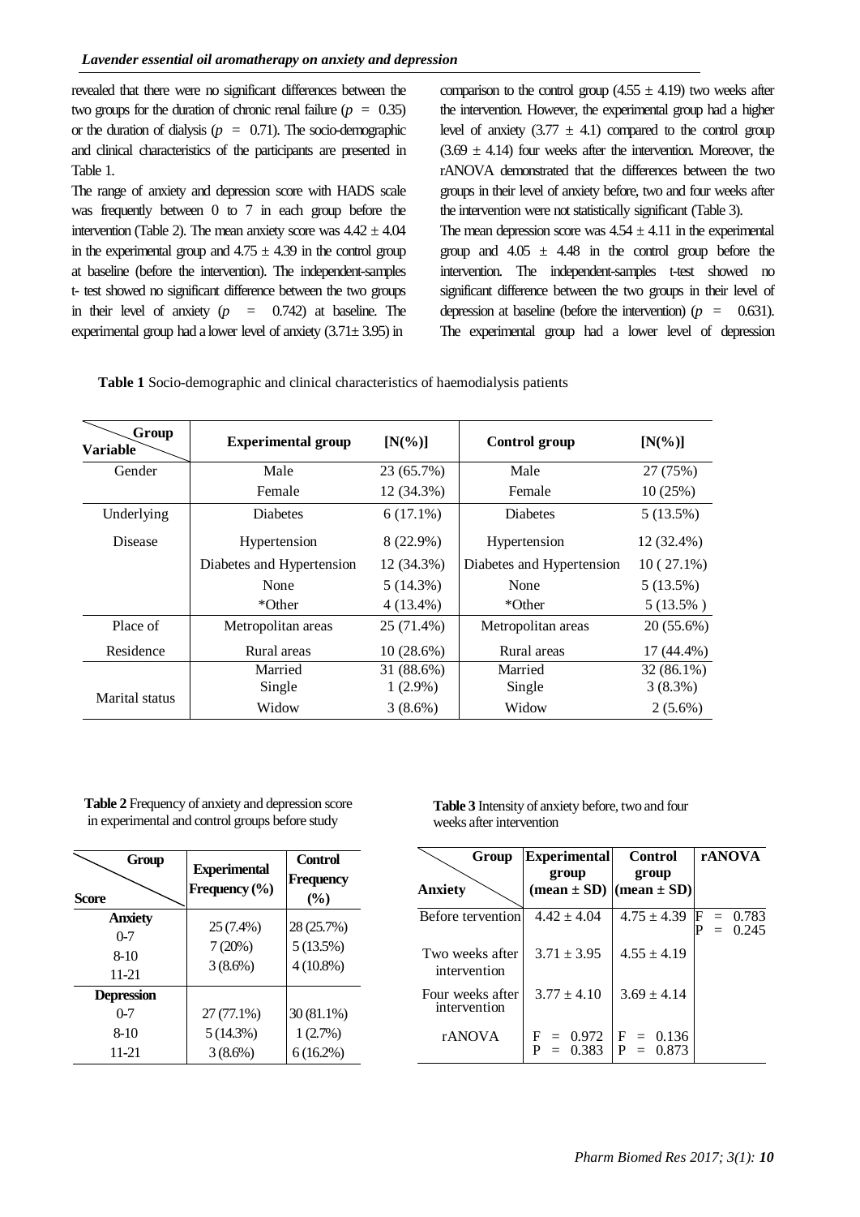revealed that there were no significant differences between the two groups for the duration of chronic renal failure ($p = 0.35$) or the duration of dialysis ($p = 0.71$). The socio-demographic and clinical characteristics of the participants are presented in Table 1.

The range of anxiety and depression score with HADS scale was frequently between 0 to 7 in each group before the intervention (Table 2). The mean anxiety score was $4.42 \pm 4.04$ in the experimental group and $4.75 \pm 4.39$ in the control group at baseline (before the intervention). The independent-samples t- test showed no significant difference between the two groups in their level of anxiety ($p = 0.742$) at baseline. The experimental group had a lower level of anxiety ($3.71 \pm 3.95$) in comparison to the control group ($4.55 \pm 4.19$) two weeks after the intervention. However, the experimental group had a higher level of anxiety ($3.77 \pm 4.1$) compared to the control group ($3.69 \pm 4.14$) four weeks after the intervention. Moreover, the rANOVA demonstrated that the differences between the two groups in their level of anxiety before, two and four weeks after the intervention were not statistically significant (Table 3).

The mean depression score was $4.54 \pm 4.11$ in the experimental group and $4.05 \pm 4.48$ in the control group before the intervention. The independent-samples t-test showed no significant difference between the two groups in their level of depression at baseline (before the intervention) ($p = 0.631$). The experimental group had a lower level of depression

**Table 1** Socio-demographic and clinical characteristics of haemodialysis patients

| Variable \ Group | Experimental group | [N(%)] | Control group | [N(%)] |
|---|---|---|---|---|
| Gender | Male | 23 (65.7%) | Male | 27 (75%) |
| | Female | 12 (34.3%) | Female | 10 (25%) |
| Underlying Disease | Diabetes | 6 (17.1%) | Diabetes | 5 (13.5%) |
| | Hypertension | 8 (22.9%) | Hypertension | 12 (32.4%) |
| | Diabetes and Hypertension | 12 (34.3%) | Diabetes and Hypertension | 10 ( 27.1%) |
| | None | 5 (14.3%) | None | 5 (13.5%) |
| | *Other | 4 (13.4%) | *Other | 5 (13.5% ) |
| Place of Residence | Metropolitan areas | 25 (71.4%) | Metropolitan areas | 20 (55.6%) |
| | Rural areas | 10 (28.6%) | Rural areas | 17 (44.4%) |
| Marital status | Married | 31 (88.6%) | Married | 32 (86.1%) |
| | Single | 1 (2.9%) | Single | 3 (8.3%) |
| | Widow | 3 (8.6%) | Widow | 2 (5.6%) |

**Table 2** Frequency of anxiety and depression score in experimental and control groups before study

| Score \ Group | Experimental Frequency (%) | Control Frequency (%) |
|---|---|---|
| **Anxiety** | | |
| 0-7 | 25 (7.4%) | 28 (25.7%) |
| 8-10 | 7 (20%) | 5 (13.5%) |
| 11-21 | 3 (8.6%) | 4 (10.8%) |
| **Depression** | | |
| 0-7 | 27 (77.1%) | 30 (81.1%) |
| 8-10 | 5 (14.3%) | 1 (2.7%) |
| 11-21 | 3 (8.6%) | 6 (16.2%) |

**Table 3** Intensity of anxiety before, two and four weeks after intervention

| Anxiety \ Group | Experimental group (mean ± SD) | Control group (mean ± SD) | rANOVA |
|---|---|---|---|
| Before tervention | $4.42 \pm 4.04$ | $4.75 \pm 4.39$ | F = 0.783<br>P = 0.245 |
| Two weeks after intervention | $3.71 \pm 3.95$ | $4.55 \pm 4.19$ | |
| Four weeks after intervention | $3.77 \pm 4.10$ | $3.69 \pm 4.14$ | |
| rANOVA | F = 0.972<br>P = 0.383 | F = 0.136<br>P = 0.873 | |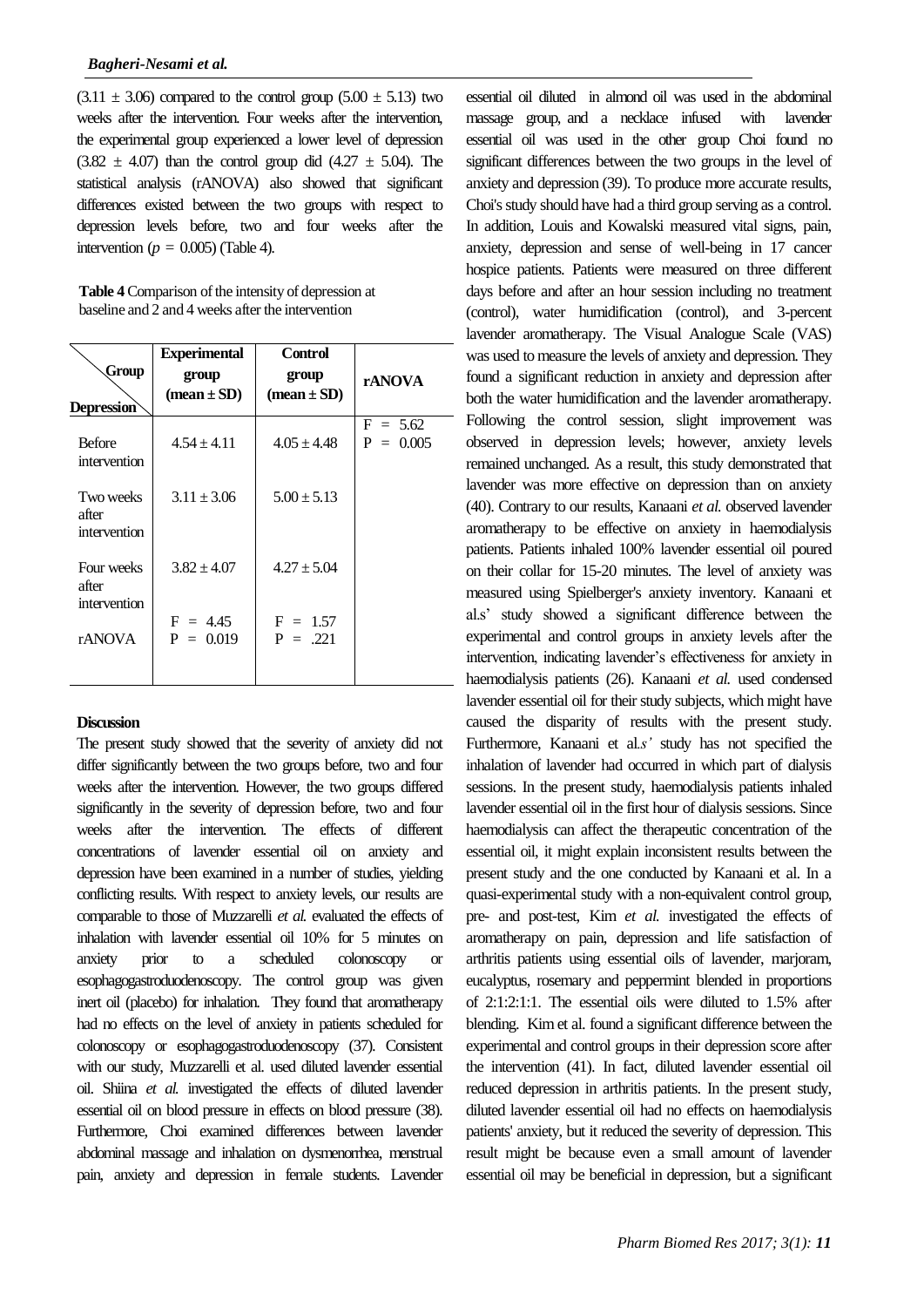(3.11 ± 3.06) compared to the control group (5.00 ± 5.13) two weeks after the intervention. Four weeks after the intervention, the experimental group experienced a lower level of depression (3.82 ± 4.07) than the control group did (4.27 ± 5.04). The statistical analysis (rANOVA) also showed that significant differences existed between the two groups with respect to depression levels before, two and four weeks after the intervention ($p = 0.005$) (Table 4).

**Table 4** Comparison of the intensity of depression at baseline and 2 and 4 weeks after the intervention

| Group / Depression | Experimental group (mean ± SD) | Control group (mean ± SD) | rANOVA |
|---|---|---|---|
| Before intervention | 4.54 ± 4.11 | 4.05 ± 4.48 | $F = 5.62$ $P = 0.005$ |
| Two weeks after intervention | 3.11 ± 3.06 | 5.00 ± 5.13 | |
| Four weeks after intervention | 3.82 ± 4.07 | 4.27 ± 5.04 | |
| rANOVA | $F = 4.45$ $P = 0.019$ | $F = 1.57$ $P = .221$ | |

## Discussion

The present study showed that the severity of anxiety did not differ significantly between the two groups before, two and four weeks after the intervention. However, the two groups differed significantly in the severity of depression before, two and four weeks after the intervention. The effects of different concentrations of lavender essential oil on anxiety and depression have been examined in a number of studies, yielding conflicting results. With respect to anxiety levels, our results are comparable to those of Muzzarelli *et al.* evaluated the effects of inhalation with lavender essential oil 10% for 5 minutes on anxiety prior to a scheduled colonoscopy or esophagogastroduodenoscopy. The control group was given inert oil (placebo) for inhalation. They found that aromatherapy had no effects on the level of anxiety in patients scheduled for colonoscopy or esophagogastroduodenoscopy (37). Consistent with our study, Muzzarelli et al. used diluted lavender essential oil. Shiina *et al.* investigated the effects of diluted lavender essential oil on blood pressure in effects on blood pressure (38). Furthermore, Choi examined differences between lavender abdominal massage and inhalation on dysmenorrhea, menstrual pain, anxiety and depression in female students. Lavender essential oil diluted in almond oil was used in the abdominal massage group, and a necklace infused with lavender essential oil was used in the other group Choi found no significant differences between the two groups in the level of anxiety and depression (39). To produce more accurate results, Choi's study should have had a third group serving as a control. In addition, Louis and Kowalski measured vital signs, pain, anxiety, depression and sense of well-being in 17 cancer hospice patients. Patients were measured on three different days before and after an hour session including no treatment (control), water humidification (control), and 3-percent lavender aromatherapy. The Visual Analogue Scale (VAS) was used to measure the levels of anxiety and depression. They found a significant reduction in anxiety and depression after both the water humidification and the lavender aromatherapy. Following the control session, slight improvement was observed in depression levels; however, anxiety levels remained unchanged. As a result, this study demonstrated that lavender was more effective on depression than on anxiety (40). Contrary to our results, Kanaani *et al.* observed lavender aromatherapy to be effective on anxiety in haemodialysis patients. Patients inhaled 100% lavender essential oil poured on their collar for 15-20 minutes. The level of anxiety was measured using Spielberger's anxiety inventory. Kanaani et al.s' study showed a significant difference between the experimental and control groups in anxiety levels after the intervention, indicating lavender's effectiveness for anxiety in haemodialysis patients (26). Kanaani *et al.* used condensed lavender essential oil for their study subjects, which might have caused the disparity of results with the present study. Furthermore, Kanaani et al.*s'* study has not specified the inhalation of lavender had occurred in which part of dialysis sessions. In the present study, haemodialysis patients inhaled lavender essential oil in the first hour of dialysis sessions. Since haemodialysis can affect the therapeutic concentration of the essential oil, it might explain inconsistent results between the present study and the one conducted by Kanaani et al. In a quasi-experimental study with a non-equivalent control group, pre- and post-test, Kim *et al.* investigated the effects of aromatherapy on pain, depression and life satisfaction of arthritis patients using essential oils of lavender, marjoram, eucalyptus, rosemary and peppermint blended in proportions of 2:1:2:1:1. The essential oils were diluted to 1.5% after blending. Kim et al. found a significant difference between the experimental and control groups in their depression score after the intervention (41). In fact, diluted lavender essential oil reduced depression in arthritis patients. In the present study, diluted lavender essential oil had no effects on haemodialysis patients' anxiety, but it reduced the severity of depression. This result might be because even a small amount of lavender essential oil may be beneficial in depression, but a significant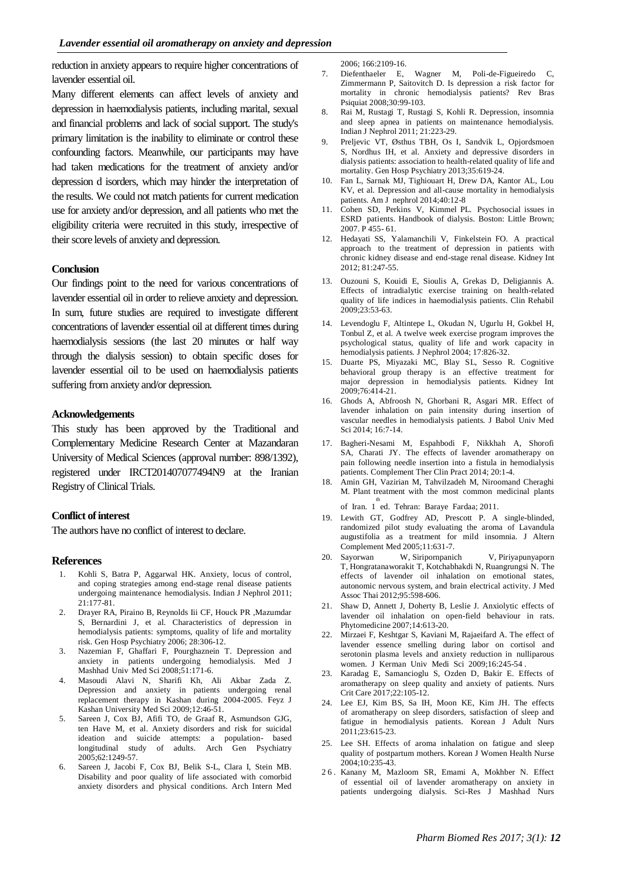reduction in anxiety appears to require higher concentrations of lavender essential oil.

Many different elements can affect levels of anxiety and depression in haemodialysis patients, including marital, sexual and financial problems and lack of social support. The study's primary limitation is the inability to eliminate or control these confounding factors. Meanwhile, our participants may have had taken medications for the treatment of anxiety and/or depression d isorders, which may hinder the interpretation of the results. We could not match patients for current medication use for anxiety and/or depression, and all patients who met the eligibility criteria were recruited in this study, irrespective of their score levels of anxiety and depression.

## Conclusion

Our findings point to the need for various concentrations of lavender essential oil in order to relieve anxiety and depression. In sum, future studies are required to investigate different concentrations of lavender essential oil at different times during haemodialysis sessions (the last 20 minutes or half way through the dialysis session) to obtain specific doses for lavender essential oil to be used on haemodialysis patients suffering from anxiety and/or depression.

## Acknowledgements

This study has been approved by the Traditional and Complementary Medicine Research Center at Mazandaran University of Medical Sciences (approval number: 898/1392), registered under IRCT201407077494N9 at the Iranian Registry of Clinical Trials.

## Conflict of interest

The authors have no conflict of interest to declare.

## References

1. Kohli S, Batra P, Aggarwal HK. Anxiety, locus of control, and coping strategies among end-stage renal disease patients undergoing maintenance hemodialysis. Indian J Nephrol 2011; 21:177-81.
2. Drayer RA, Piraino B, Reynolds Iii CF, Houck PR ,Mazumdar S, Bernardini J, et al. Characteristics of depression in hemodialysis patients: symptoms, quality of life and mortality risk. Gen Hosp Psychiatry 2006; 28:306-12.
3. Nazemian F, Ghaffari F, Pourghaznein T. Depression and anxiety in patients undergoing hemodialysis. Med J Mashhad Univ Med Sci 2008;51:171-6.
4. Masoudi Alavi N, Sharifi Kh, Ali Akbar Zada Z. Depression and anxiety in patients undergoing renal replacement therapy in Kashan during 2004-2005. Feyz J Kashan University Med Sci 2009;12:46-51.
5. Sareen J, Cox BJ, Afifi TO, de Graaf R, Asmundson GJG, ten Have M, et al. Anxiety disorders and risk for suicidal ideation and suicide attempts: a population- based longitudinal study of adults. Arch Gen Psychiatry 2005;62:1249-57.
6. Sareen J, Jacobi F, Cox BJ, Belik S-L, Clara I, Stein MB. Disability and poor quality of life associated with comorbid anxiety disorders and physical conditions. Arch Intern Med 2006; 166:2109-16.
7. Diefenthaeler E, Wagner M, Poli-de-Figueiredo C, Zimmermann P, Saitovitch D. Is depression a risk factor for mortality in chronic hemodialysis patients? Rev Bras Psiquiat 2008;30:99-103.
8. Rai M, Rustagi T, Rustagi S, Kohli R. Depression, insomnia and sleep apnea in patients on maintenance hemodialysis. Indian J Nephrol 2011; 21:223-29.
9. Preljevic VT, Østhus TBH, Os I, Sandvik L, Opjordsmoen S, Nordhus IH, et al. Anxiety and depressive disorders in dialysis patients: association to health-related quality of life and mortality. Gen Hosp Psychiatry 2013;35:619-24.
10. Fan L, Sarnak MJ, Tighiouart H, Drew DA, Kantor AL, Lou KV, et al. Depression and all-cause mortality in hemodialysis patients. Am J nephrol 2014;40:12-8
11. Cohen SD, Perkins V, Kimmel PL. Psychosocial issues in ESRD patients. Handbook of dialysis. Boston: Little Brown; 2007. P 455- 61.
12. Hedayati SS, Yalamanchili V, Finkelstein FO. A practical approach to the treatment of depression in patients with chronic kidney disease and end-stage renal disease. Kidney Int 2012; 81:247-55.
13. Ouzouni S, Kouidi E, Sioulis A, Grekas D, Deligiannis A. Effects of intradialytic exercise training on health-related quality of life indices in haemodialysis patients. Clin Rehabil 2009;23:53-63.
14. Levendoglu F, Altintepe L, Okudan N, Ugurlu H, Gokbel H, Tonbul Z, et al. A twelve week exercise program improves the psychological status, quality of life and work capacity in hemodialysis patients. J Nephrol 2004; 17:826-32.
15. Duarte PS, Miyazaki MC, Blay SL, Sesso R. Cognitive behavioral group therapy is an effective treatment for major depression in hemodialysis patients. Kidney Int 2009;76:414-21.
16. Ghods A, Abfroosh N, Ghorbani R, Asgari MR. Effect of lavender inhalation on pain intensity during insertion of vascular needles in hemodialysis patients. J Babol Univ Med Sci 2014; 16:7-14.
17. Bagheri-Nesami M, Espahbodi F, Nikkhah A, Shorofi SA, Charati JY. The effects of lavender aromatherapy on pain following needle insertion into a fistula in hemodialysis patients. Complement Ther Clin Pract 2014; 20:1-4.
18. Amin GH, Vazirian M, Tahvilzadeh M, Niroomand Cheraghi M. Plant treatment with the most common medicinal plants of Iran. 1th ed. Tehran: Baraye Fardaa; 2011.
19. Lewith GT, Godfrey AD, Prescott P. A single-blinded, randomized pilot study evaluating the aroma of Lavandula augustifolia as a treatment for mild insomnia. J Altern Complement Med 2005;11:631-7.
20. Sayorwan W, Siripornpanich V, Piriyapunyaporn T, Hongratanaworakit T, Kotchabhakdi N, Ruangrungsi N. The effects of lavender oil inhalation on emotional states, autonomic nervous system, and brain electrical activity. J Med Assoc Thai 2012;95:598-606.
21. Shaw D, Annett J, Doherty B, Leslie J. Anxiolytic effects of lavender oil inhalation on open-field behaviour in rats. Phytomedicine 2007;14:613-20.
22. Mirzaei F, Keshtgar S, Kaviani M, Rajaeifard A. The effect of lavender essence smelling during labor on cortisol and serotonin plasma levels and anxiety reduction in nulliparous women. J Kerman Univ Medi Sci 2009;16:245-54 .
23. Karadag E, Samancioglu S, Ozden D, Bakir E. Effects of aromatherapy on sleep quality and anxiety of patients. Nurs Crit Care 2017;22:105-12.
24. Lee EJ, Kim BS, Sa IH, Moon KE, Kim JH. The effects of aromatherapy on sleep disorders, satisfaction of sleep and fatigue in hemodialysis patients. Korean J Adult Nurs 2011;23:615-23.
25. Lee SH. Effects of aroma inhalation on fatigue and sleep quality of postpartum mothers. Korean J Women Health Nurse 2004;10:235-43.
26. Kanany M, Mazloom SR, Emami A, Mokhber N. Effect of essential oil of lavender aromatherapy on anxiety in patients undergoing dialysis. Sci-Res J Mashhad Nurs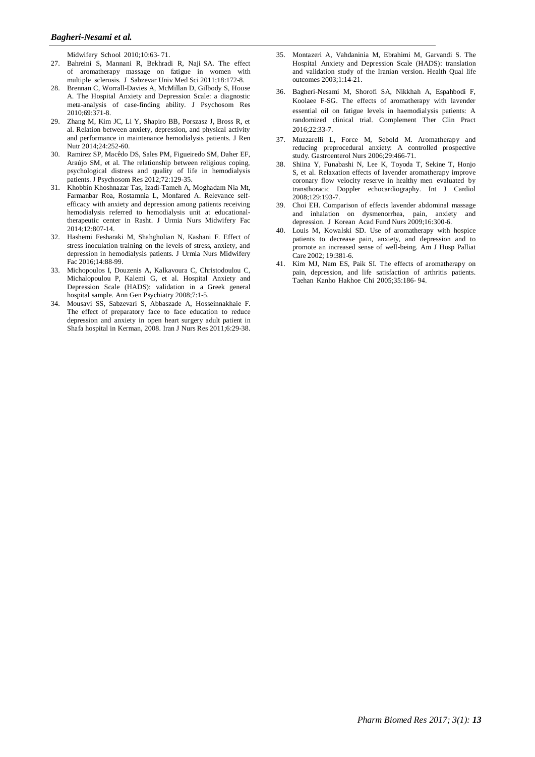Midwifery School 2010;10:63- 71.

27. Bahreini S, Mannani R, Bekhradi R, Naji SA. The effect of aromatherapy massage on fatigue in women with multiple sclerosis. J Sabzevar Univ Med Sci 2011;18:172-8.
28. Brennan C, Worrall-Davies A, McMillan D, Gilbody S, House A. The Hospital Anxiety and Depression Scale: a diagnostic meta-analysis of case-finding ability. J Psychosom Res 2010;69:371-8.
29. Zhang M, Kim JC, Li Y, Shapiro BB, Porszasz J, Bross R, et al. Relation between anxiety, depression, and physical activity and performance in maintenance hemodialysis patients. J Ren Nutr 2014;24:252-60.
30. Ramirez SP, Macêdo DS, Sales PM, Figueiredo SM, Daher EF, Araújo SM, et al. The relationship between religious coping, psychological distress and quality of life in hemodialysis patients. J Psychosom Res 2012;72:129-35.
31. Khobbin Khoshnazar Tas, Izadi-Tameh A, Moghadam Nia Mt, Farmanbar Roa, Rostamnia L, Monfared A. Relevance self-efficacy with anxiety and depression among patients receiving hemodialysis referred to hemodialysis unit at educational-therapeutic center in Rasht. J Urmia Nurs Midwifery Fac 2014;12:807-14.
32. Hashemi Fesharaki M, Shahgholian N, Kashani F. Effect of stress inoculation training on the levels of stress, anxiety, and depression in hemodialysis patients. J Urmia Nurs Midwifery Fac 2016;14:88-99.
33. Michopoulos I, Douzenis A, Kalkavoura C, Christodoulou C, Michalopoulou P, Kalemi G, et al. Hospital Anxiety and Depression Scale (HADS): validation in a Greek general hospital sample. Ann Gen Psychiatry 2008;7:1-5.
34. Mousavi SS, Sabzevari S, Abbaszade A, Hosseinnakhaie F. The effect of preparatory face to face education to reduce depression and anxiety in open heart surgery adult patient in Shafa hospital in Kerman, 2008. Iran J Nurs Res 2011;6:29-38.
35. Montazeri A, Vahdaninia M, Ebrahimi M, Garvandi S. The Hospital Anxiety and Depression Scale (HADS): translation and validation study of the Iranian version. Health Qual life outcomes 2003;1:14-21.
36. Bagheri-Nesami M, Shorofi SA, Nikkhah A, Espahbodi F, Koolaee F-SG. The effects of aromatherapy with lavender essential oil on fatigue levels in haemodialysis patients: A randomized clinical trial. Complement Ther Clin Pract 2016;22:33-7.
37. Muzzarelli L, Force M, Sebold M. Aromatherapy and reducing preprocedural anxiety: A controlled prospective study. Gastroenterol Nurs 2006;29:466-71.
38. Shiina Y, Funabashi N, Lee K, Toyoda T, Sekine T, Honjo S, et al. Relaxation effects of lavender aromatherapy improve coronary flow velocity reserve in healthy men evaluated by transthoracic Doppler echocardiography. Int J Cardiol 2008;129:193-7.
39. Choi EH. Comparison of effects lavender abdominal massage and inhalation on dysmenorrhea, pain, anxiety and depression. J Korean Acad Fund Nurs 2009;16:300-6.
40. Louis M, Kowalski SD. Use of aromatherapy with hospice patients to decrease pain, anxiety, and depression and to promote an increased sense of well-being. Am J Hosp Palliat Care 2002; 19:381-6.
41. Kim MJ, Nam ES, Paik SI. The effects of aromatherapy on pain, depression, and life satisfaction of arthritis patients. Taehan Kanho Hakhoe Chi 2005;35:186- 94.